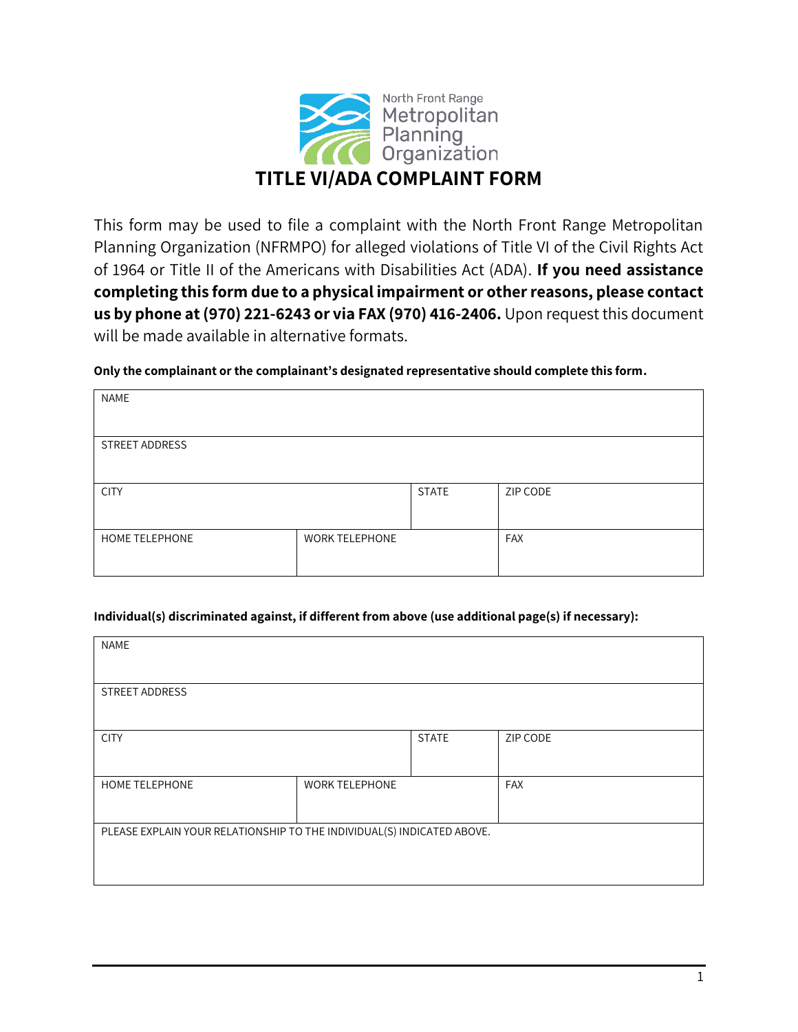North Front Range Metropolitan Planning Organization

# TITLE VI/ADA COMPLAINT FORM

This form may be used to file a complaint with the North Front Range Metropolitan Planning Organization (NFRMPO) for alleged violations of Title VI of the Civil Rights Act of 1964 or Title II of the Americans with Disabilities Act (ADA). **If you need assistance completing this form due to a physical impairment or other reasons, please contact us by phone at (970) 221-6243 or via FAX (970) 416-2406.** Upon request this document will be made available in alternative formats.

**Only the complainant or the complainant's designated representative should complete this form.**

| NAME | | | |
|---|---|---|---|
| STREET ADDRESS | | | |
| CITY | | STATE | ZIP CODE |
| HOME TELEPHONE | WORK TELEPHONE | | FAX |

**Individual(s) discriminated against, if different from above (use additional page(s) if necessary):**

| NAME | | | |
|---|---|---|---|
| STREET ADDRESS | | | |
| CITY | | STATE | ZIP CODE |
| HOME TELEPHONE | WORK TELEPHONE | | FAX |
| PLEASE EXPLAIN YOUR RELATIONSHIP TO THE INDIVIDUAL(S) INDICATED ABOVE. | | | |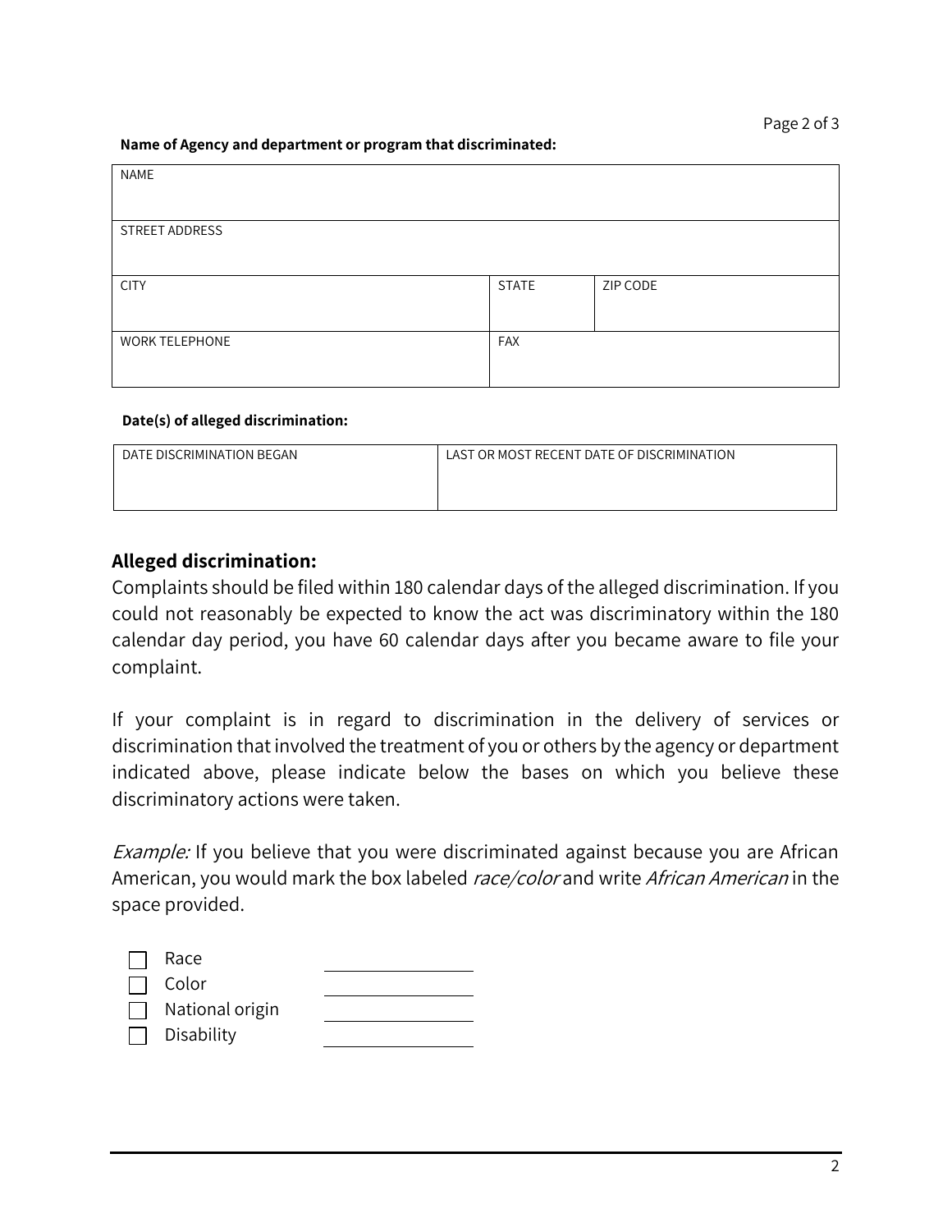**Name of Agency and department or program that discriminated:**

| NAME | | |
|---|---|---|
| STREET ADDRESS | | |
| CITY | STATE | ZIP CODE |
| WORK TELEPHONE | FAX | |

**Date(s) of alleged discrimination:**

| DATE DISCRIMINATION BEGAN | LAST OR MOST RECENT DATE OF DISCRIMINATION |
|---|---|
| | |

## Alleged discrimination:

Complaints should be filed within 180 calendar days of the alleged discrimination. If you could not reasonably be expected to know the act was discriminatory within the 180 calendar day period, you have 60 calendar days after you became aware to file your complaint.

If your complaint is in regard to discrimination in the delivery of services or discrimination that involved the treatment of you or others by the agency or department indicated above, please indicate below the bases on which you believe these discriminatory actions were taken.

*Example:* If you believe that you were discriminated against because you are African American, you would mark the box labeled *race/color* and write *African American* in the space provided.

- ☐ Race ____________
- ☐ Color ____________
- ☐ National origin ____________
- ☐ Disability ____________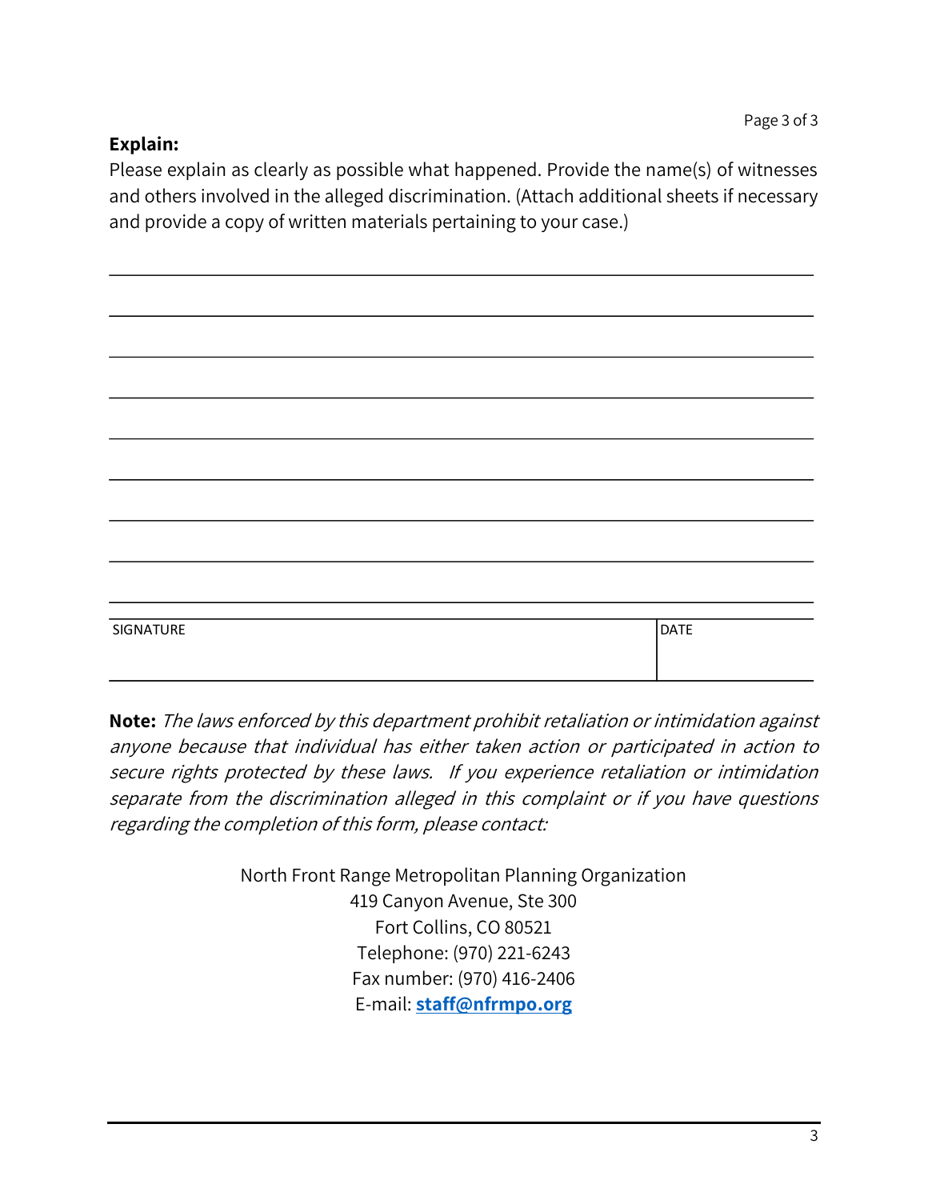**Explain:**

Please explain as clearly as possible what happened. Provide the name(s) of witnesses and others involved in the alleged discrimination. (Attach additional sheets if necessary and provide a copy of written materials pertaining to your case.)

\_\_\_\_\_\_\_\_\_\_\_\_\_\_\_\_\_\_\_\_\_\_\_\_\_\_\_\_\_\_\_\_\_\_\_\_\_\_\_\_\_\_\_\_\_\_\_\_\_\_\_\_\_\_\_\_\_\_\_\_\_\_\_\_\_\_\_\_\_\_\_\_

\_\_\_\_\_\_\_\_\_\_\_\_\_\_\_\_\_\_\_\_\_\_\_\_\_\_\_\_\_\_\_\_\_\_\_\_\_\_\_\_\_\_\_\_\_\_\_\_\_\_\_\_\_\_\_\_\_\_\_\_\_\_\_\_\_\_\_\_\_\_\_\_

\_\_\_\_\_\_\_\_\_\_\_\_\_\_\_\_\_\_\_\_\_\_\_\_\_\_\_\_\_\_\_\_\_\_\_\_\_\_\_\_\_\_\_\_\_\_\_\_\_\_\_\_\_\_\_\_\_\_\_\_\_\_\_\_\_\_\_\_\_\_\_\_

\_\_\_\_\_\_\_\_\_\_\_\_\_\_\_\_\_\_\_\_\_\_\_\_\_\_\_\_\_\_\_\_\_\_\_\_\_\_\_\_\_\_\_\_\_\_\_\_\_\_\_\_\_\_\_\_\_\_\_\_\_\_\_\_\_\_\_\_\_\_\_\_

\_\_\_\_\_\_\_\_\_\_\_\_\_\_\_\_\_\_\_\_\_\_\_\_\_\_\_\_\_\_\_\_\_\_\_\_\_\_\_\_\_\_\_\_\_\_\_\_\_\_\_\_\_\_\_\_\_\_\_\_\_\_\_\_\_\_\_\_\_\_\_\_

\_\_\_\_\_\_\_\_\_\_\_\_\_\_\_\_\_\_\_\_\_\_\_\_\_\_\_\_\_\_\_\_\_\_\_\_\_\_\_\_\_\_\_\_\_\_\_\_\_\_\_\_\_\_\_\_\_\_\_\_\_\_\_\_\_\_\_\_\_\_\_\_

\_\_\_\_\_\_\_\_\_\_\_\_\_\_\_\_\_\_\_\_\_\_\_\_\_\_\_\_\_\_\_\_\_\_\_\_\_\_\_\_\_\_\_\_\_\_\_\_\_\_\_\_\_\_\_\_\_\_\_\_\_\_\_\_\_\_\_\_\_\_\_\_

\_\_\_\_\_\_\_\_\_\_\_\_\_\_\_\_\_\_\_\_\_\_\_\_\_\_\_\_\_\_\_\_\_\_\_\_\_\_\_\_\_\_\_\_\_\_\_\_\_\_\_\_\_\_\_\_\_\_\_\_\_\_\_\_\_\_\_\_\_\_\_\_

\_\_\_\_\_\_\_\_\_\_\_\_\_\_\_\_\_\_\_\_\_\_\_\_\_\_\_\_\_\_\_\_\_\_\_\_\_\_\_\_\_\_\_\_\_\_\_\_\_\_\_\_\_\_\_\_\_\_\_\_\_\_\_\_\_\_\_\_\_\_\_\_

| SIGNATURE | DATE |
| --- | --- |
| | |

**Note:** *The laws enforced by this department prohibit retaliation or intimidation against anyone because that individual has either taken action or participated in action to secure rights protected by these laws. If you experience retaliation or intimidation separate from the discrimination alleged in this complaint or if you have questions regarding the completion of this form, please contact:*

North Front Range Metropolitan Planning Organization
419 Canyon Avenue, Ste 300
Fort Collins, CO 80521
Telephone: (970) 221-6243
Fax number: (970) 416-2406
E-mail: **staff@nfrmpo.org**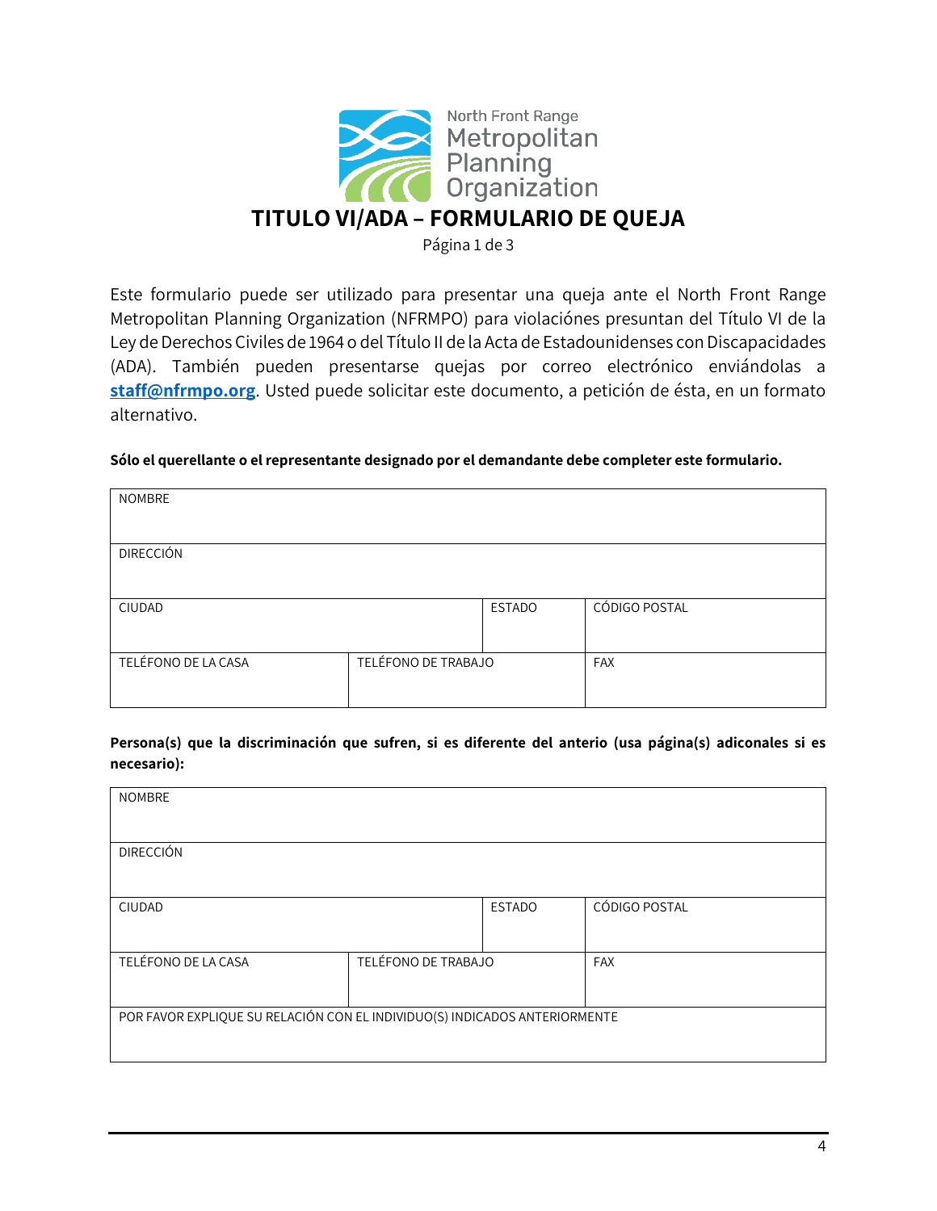North Front Range Metropolitan Planning Organization

# TITULO VI/ADA – FORMULARIO DE QUEJA

Página 1 de 3

Este formulario puede ser utilizado para presentar una queja ante el North Front Range Metropolitan Planning Organization (NFRMPO) para violaciónes presuntan del Título VI de la Ley de Derechos Civiles de 1964 o del Título II de la Acta de Estadounidenses con Discapacidades (ADA). También pueden presentarse quejas por correo electrónico enviándolas a **staff@nfrmpo.org**. Usted puede solicitar este documento, a petición de ésta, en un formato alternativo.

**Sólo el querellante o el representante designado por el demandante debe completer este formulario.**

| NOMBRE | | |
|---|---|---|
| DIRECCIÓN | | |
| CIUDAD | ESTADO | CÓDIGO POSTAL |
| TELÉFONO DE LA CASA | TELÉFONO DE TRABAJO | FAX |

**Persona(s) que la discriminación que sufren, si es diferente del anterio (usa página(s) adiconales si es necesario):**

| NOMBRE | | |
|---|---|---|
| DIRECCIÓN | | |
| CIUDAD | ESTADO | CÓDIGO POSTAL |
| TELÉFONO DE LA CASA | TELÉFONO DE TRABAJO | FAX |
| POR FAVOR EXPLIQUE SU RELACIÓN CON EL INDIVIDUO(S) INDICADOS ANTERIORMENTE | | |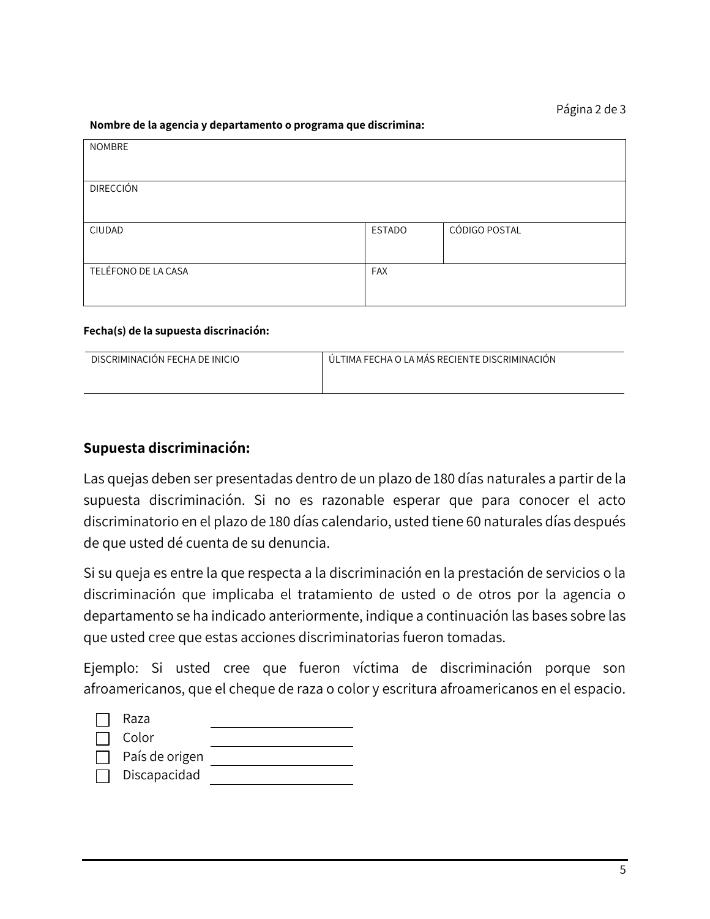**Nombre de la agencia y departamento o programa que discrimina:**

| NOMBRE | | |
|---|---|---|
| DIRECCIÓN | | |
| CIUDAD | ESTADO | CÓDIGO POSTAL |
| TELÉFONO DE LA CASA | FAX | |

**Fecha(s) de la supuesta discrinación:**

| DISCRIMINACIÓN FECHA DE INICIO | ÚLTIMA FECHA O LA MÁS RECIENTE DISCRIMINACIÓN |
|---|---|
| | |

### Supuesta discriminación:

Las quejas deben ser presentadas dentro de un plazo de 180 días naturales a partir de la supuesta discriminación. Si no es razonable esperar que para conocer el acto discriminatorio en el plazo de 180 días calendario, usted tiene 60 naturales días después de que usted dé cuenta de su denuncia.

Si su queja es entre la que respecta a la discriminación en la prestación de servicios o la discriminación que implicaba el tratamiento de usted o de otros por la agencia o departamento se ha indicado anteriormente, indique a continuación las bases sobre las que usted cree que estas acciones discriminatorias fueron tomadas.

Ejemplo: Si usted cree que fueron víctima de discriminación porque son afroamericanos, que el cheque de raza o color y escritura afroamericanos en el espacio.

- ☐ Raza ____________________
- ☐ Color ____________________
- ☐ País de origen ____________________
- ☐ Discapacidad ____________________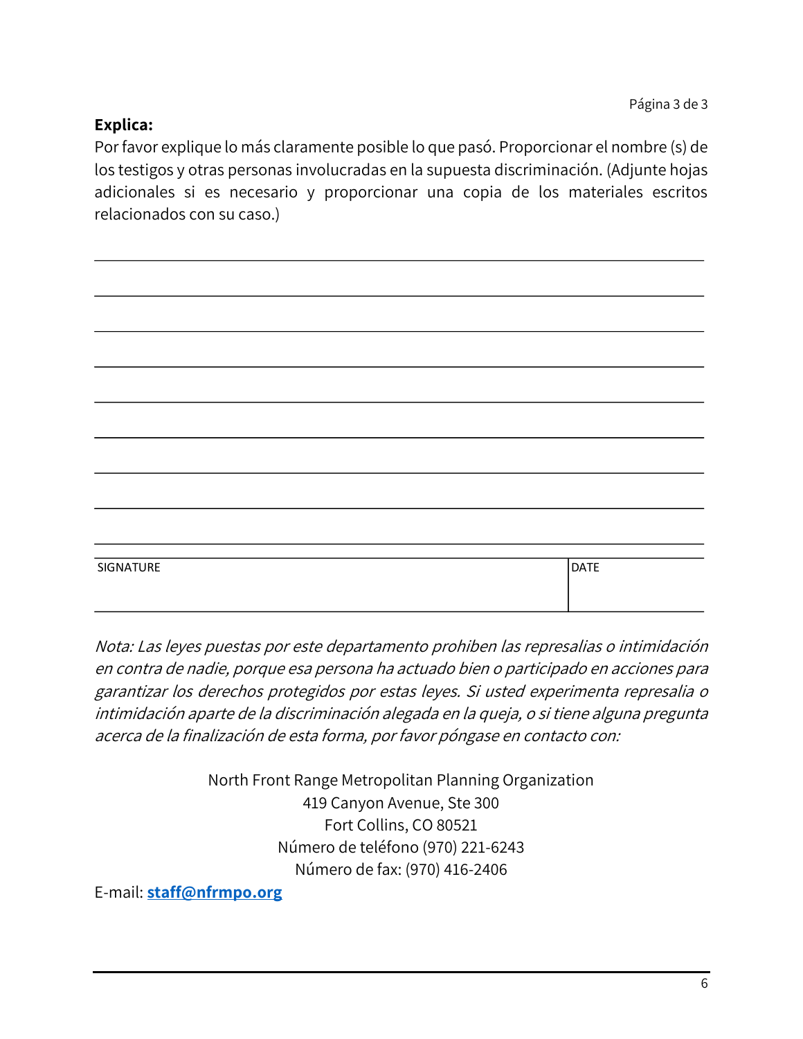**Explica:**

Por favor explique lo más claramente posible lo que pasó. Proporcionar el nombre (s) de los testigos y otras personas involucradas en la supuesta discriminación. (Adjunte hojas adicionales si es necesario y proporcionar una copia de los materiales escritos relacionados con su caso.)

\_\_\_\_\_\_\_\_\_\_\_\_\_\_\_\_\_\_\_\_\_\_\_\_\_\_\_\_\_\_\_\_\_\_\_\_\_\_\_\_\_\_\_\_\_\_\_\_\_\_\_\_\_\_\_\_\_\_\_\_\_\_\_\_\_\_\_\_\_\_\_\_\_\_\_\_

\_\_\_\_\_\_\_\_\_\_\_\_\_\_\_\_\_\_\_\_\_\_\_\_\_\_\_\_\_\_\_\_\_\_\_\_\_\_\_\_\_\_\_\_\_\_\_\_\_\_\_\_\_\_\_\_\_\_\_\_\_\_\_\_\_\_\_\_\_\_\_\_\_\_\_\_

\_\_\_\_\_\_\_\_\_\_\_\_\_\_\_\_\_\_\_\_\_\_\_\_\_\_\_\_\_\_\_\_\_\_\_\_\_\_\_\_\_\_\_\_\_\_\_\_\_\_\_\_\_\_\_\_\_\_\_\_\_\_\_\_\_\_\_\_\_\_\_\_\_\_\_\_

\_\_\_\_\_\_\_\_\_\_\_\_\_\_\_\_\_\_\_\_\_\_\_\_\_\_\_\_\_\_\_\_\_\_\_\_\_\_\_\_\_\_\_\_\_\_\_\_\_\_\_\_\_\_\_\_\_\_\_\_\_\_\_\_\_\_\_\_\_\_\_\_\_\_\_\_

\_\_\_\_\_\_\_\_\_\_\_\_\_\_\_\_\_\_\_\_\_\_\_\_\_\_\_\_\_\_\_\_\_\_\_\_\_\_\_\_\_\_\_\_\_\_\_\_\_\_\_\_\_\_\_\_\_\_\_\_\_\_\_\_\_\_\_\_\_\_\_\_\_\_\_\_

\_\_\_\_\_\_\_\_\_\_\_\_\_\_\_\_\_\_\_\_\_\_\_\_\_\_\_\_\_\_\_\_\_\_\_\_\_\_\_\_\_\_\_\_\_\_\_\_\_\_\_\_\_\_\_\_\_\_\_\_\_\_\_\_\_\_\_\_\_\_\_\_\_\_\_\_

\_\_\_\_\_\_\_\_\_\_\_\_\_\_\_\_\_\_\_\_\_\_\_\_\_\_\_\_\_\_\_\_\_\_\_\_\_\_\_\_\_\_\_\_\_\_\_\_\_\_\_\_\_\_\_\_\_\_\_\_\_\_\_\_\_\_\_\_\_\_\_\_\_\_\_\_

\_\_\_\_\_\_\_\_\_\_\_\_\_\_\_\_\_\_\_\_\_\_\_\_\_\_\_\_\_\_\_\_\_\_\_\_\_\_\_\_\_\_\_\_\_\_\_\_\_\_\_\_\_\_\_\_\_\_\_\_\_\_\_\_\_\_\_\_\_\_\_\_\_\_\_\_

\_\_\_\_\_\_\_\_\_\_\_\_\_\_\_\_\_\_\_\_\_\_\_\_\_\_\_\_\_\_\_\_\_\_\_\_\_\_\_\_\_\_\_\_\_\_\_\_\_\_\_\_\_\_\_\_\_\_\_\_\_\_\_\_\_\_\_\_\_\_\_\_\_\_\_\_

| SIGNATURE | DATE |
| --- | --- |
| | |

*Nota: Las leyes puestas por este departamento prohiben las represalias o intimidación en contra de nadie, porque esa persona ha actuado bien o participado en acciones para garantizar los derechos protegidos por estas leyes. Si usted experimenta represalia o intimidación aparte de la discriminación alegada en la queja, o si tiene alguna pregunta acerca de la finalización de esta forma, por favor póngase en contacto con:*

North Front Range Metropolitan Planning Organization
419 Canyon Avenue, Ste 300
Fort Collins, CO 80521
Número de teléfono (970) 221-6243
Número de fax: (970) 416-2406

E-mail: **staff@nfrmpo.org**